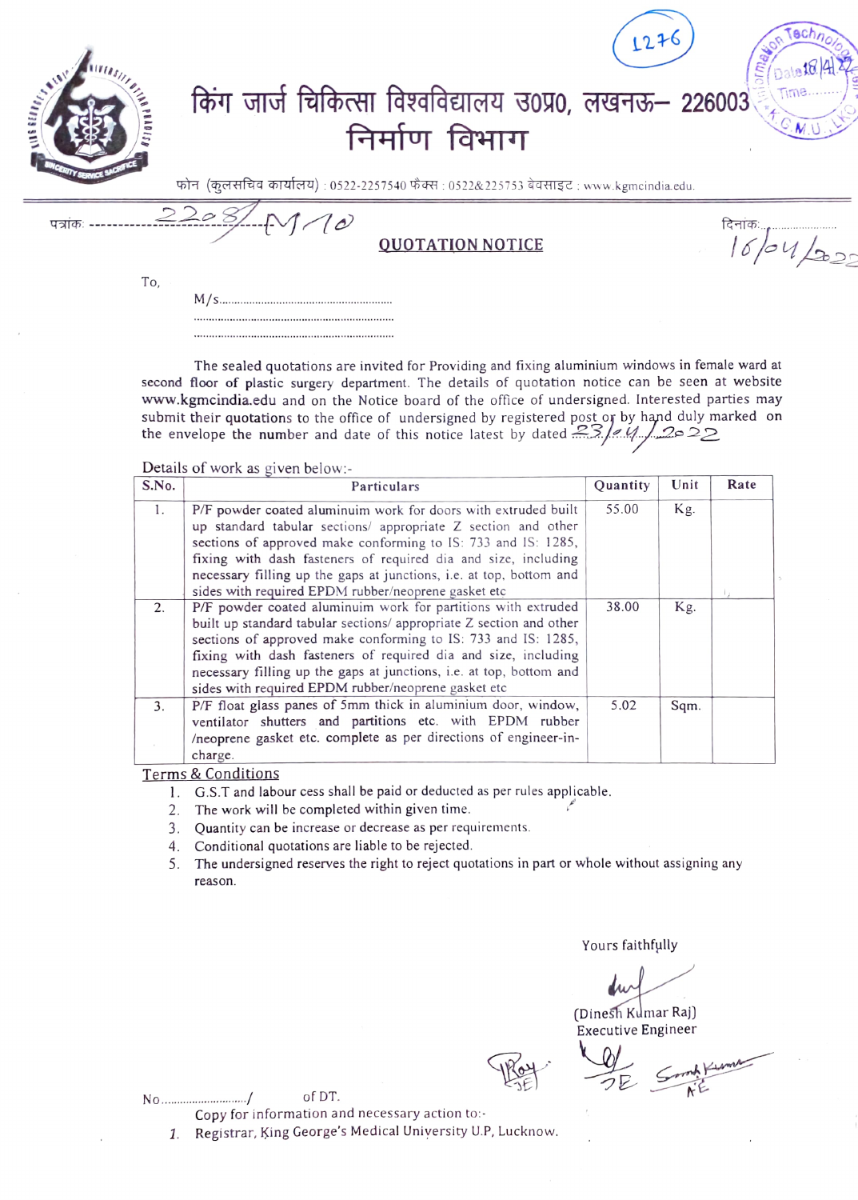1276

# किंग जार्ज चिकित्सा विश्वविद्यालय उ0प्र0, लखनऊ– 226003
## निर्माण विभाग

फोन (कुलसचिव कार्यालय) : 0522-2257540 फैक्स : 0522&225753 बेवसाइट : www.kgmcindia.edu.

पत्रांक: 2208/M/10 &nbsp;&nbsp;&nbsp;&nbsp;&nbsp; दिनांक: 16/04/2022

**QUOTATION NOTICE**

To,

M/s.............................................
.....................................................
.....................................................

The sealed quotations are invited for Providing and fixing aluminium windows in female ward at second floor of plastic surgery department. The details of quotation notice can be seen at website www.kgmcindia.edu and on the Notice board of the office of undersigned. Interested parties may submit their quotations to the office of undersigned by registered post or by hand duly marked on the envelope the number and date of this notice latest by dated 23/04/2022

Details of work as given below:-

| S.No. | Particulars | Quantity | Unit | Rate |
|---|---|---|---|---|
| 1. | P/F powder coated aluminuim work for doors with extruded built up standard tabular sections/ appropriate Z section and other sections of approved make conforming to IS: 733 and IS: 1285, fixing with dash fasteners of required dia and size, including necessary filling up the gaps at junctions, i.e. at top, bottom and sides with required EPDM rubber/neoprene gasket etc | 55.00 | Kg. | |
| 2. | P/F powder coated aluminuim work for partitions with extruded built up standard tabular sections/ appropriate Z section and other sections of approved make conforming to IS: 733 and IS: 1285, fixing with dash fasteners of required dia and size, including necessary filling up the gaps at junctions, i.e. at top, bottom and sides with required EPDM rubber/neoprene gasket etc | 38.00 | Kg. | |
| 3. | P/F float glass panes of 5mm thick in aluminium door, window, ventilator shutters and partitions etc. with EPDM rubber /neoprene gasket etc. complete as per directions of engineer-in-charge. | 5.02 | Sqm. | |

Terms & Conditions

1. G.S.T and labour cess shall be paid or deducted as per rules applicable.
2. The work will be completed within given time.
3. Quantity can be increase or decrease as per requirements.
4. Conditional quotations are liable to be rejected.
5. The undersigned reserves the right to reject quotations in part or whole without assigning any reason.

Yours faithfully

(Dinesh Kumar Raj)
Executive Engineer

JE &nbsp;&nbsp; JE &nbsp;&nbsp; AE

No............................/ &nbsp;&nbsp;&nbsp;&nbsp; of DT.

Copy for information and necessary action to:-

1. Registrar, King George's Medical University U.P, Lucknow.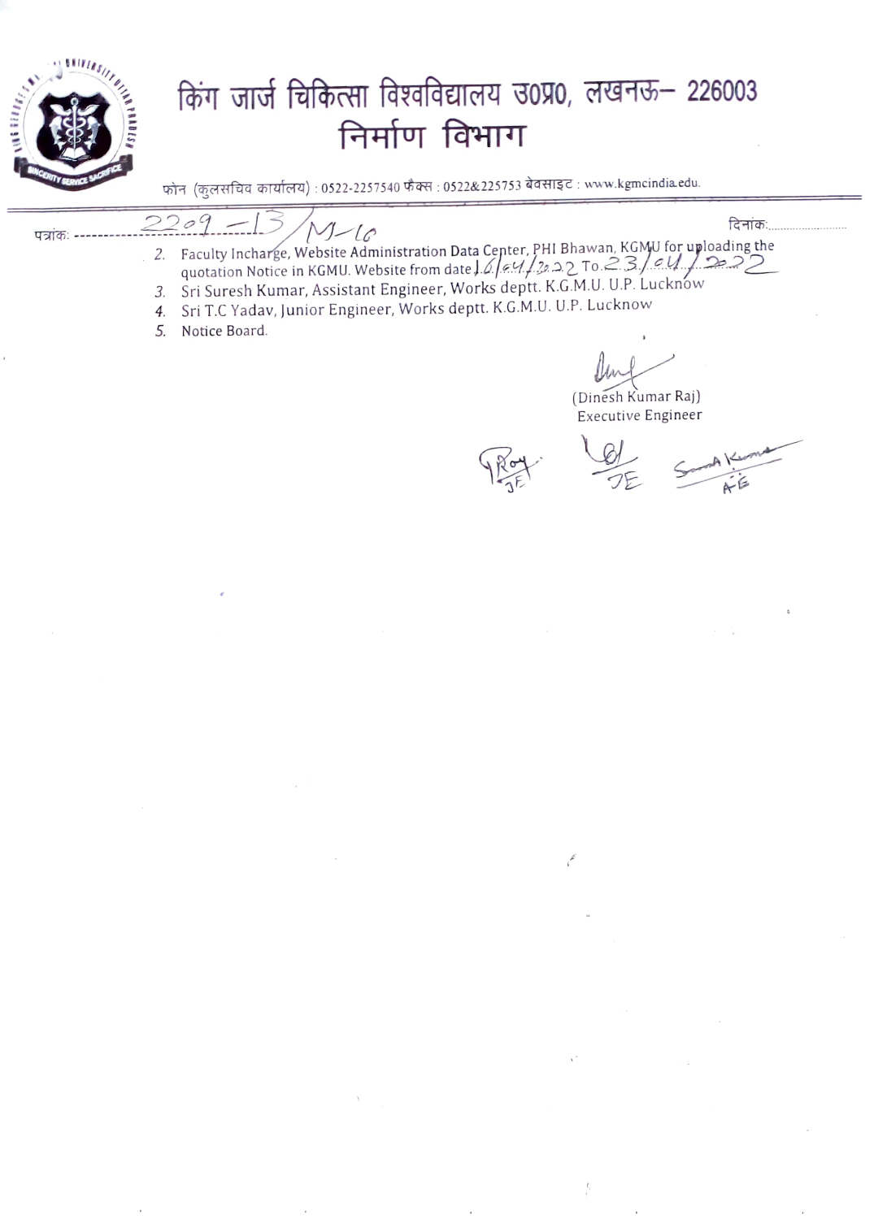# किंग जार्ज चिकित्सा विश्वविद्यालय उ0प्र0, लखनऊ– 226003

## निर्माण विभाग

फोन (कुलसचिव कार्यालय) : 0522-2257540 फैक्स : 0522&225753 बेवसाइट : www.kgmcindia.edu.

पत्रांक: 2209 –13 /M-16 दिनांक:..........

2. Faculty Incharge, Website Administration Data Center, PHI Bhawan, KGMU for uploading the quotation Notice in KGMU. Website from date 16/04/2022 To 23/04/2022
3. Sri Suresh Kumar, Assistant Engineer, Works deptt. K.G.M.U. U.P. Lucknow
4. Sri T.C Yadav, Junior Engineer, Works deptt. K.G.M.U. U.P. Lucknow
5. Notice Board.

(Dinesh Kumar Raj)
Executive Engineer

JE JE AE